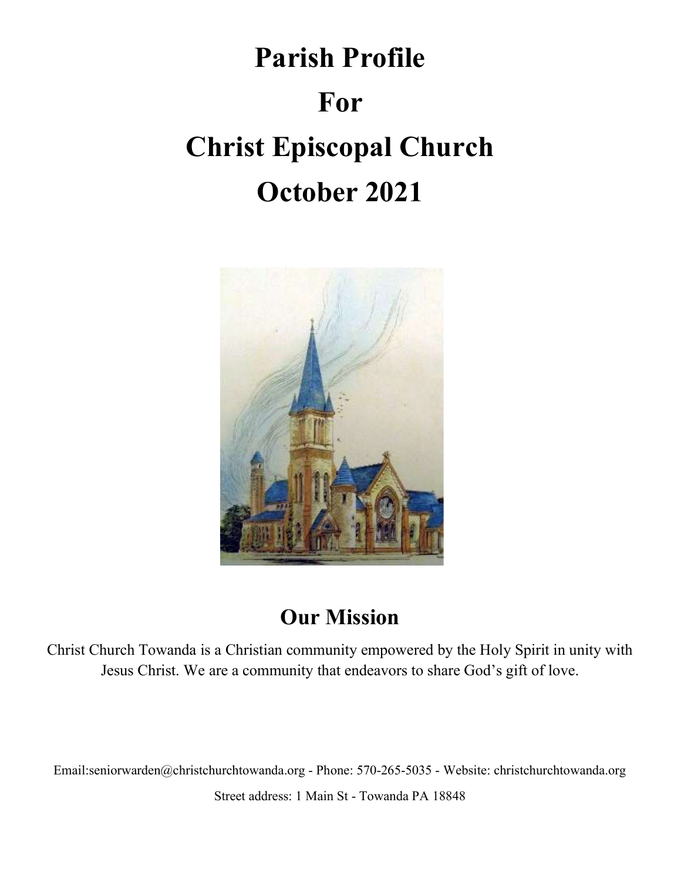# Parish Profile

# For

# Christ Episcopal Church

# October 2021

## Our Mission

Christ Church Towanda is a Christian community empowered by the Holy Spirit in unity with Jesus Christ. We are a community that endeavors to share God's gift of love.

Email:seniorwarden@christchurchtowanda.org - Phone: 570-265-5035 - Website: christchurchtowanda.org

Street address: 1 Main St - Towanda PA 18848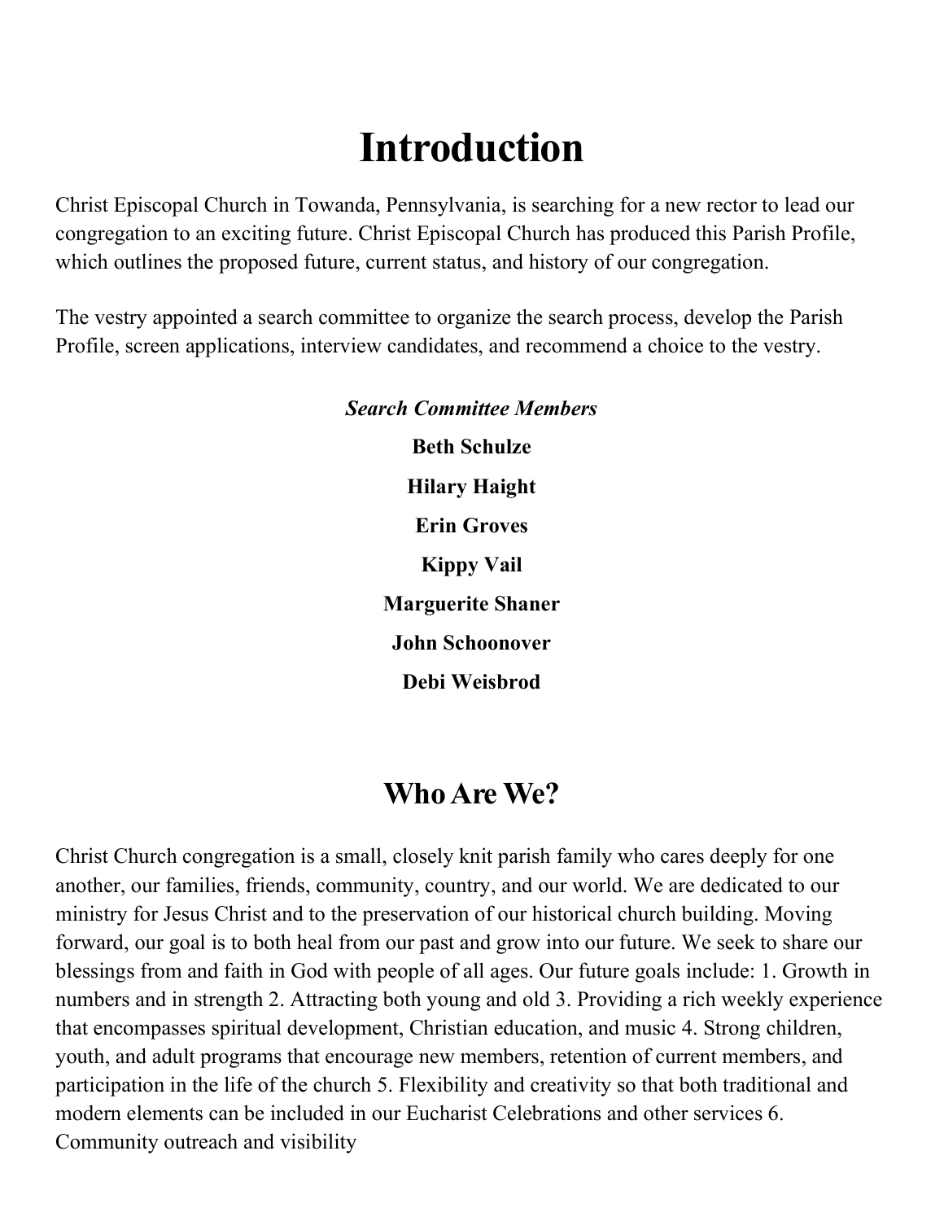# Introduction

Christ Episcopal Church in Towanda, Pennsylvania, is searching for a new rector to lead our congregation to an exciting future. Christ Episcopal Church has produced this Parish Profile, which outlines the proposed future, current status, and history of our congregation.

The vestry appointed a search committee to organize the search process, develop the Parish Profile, screen applications, interview candidates, and recommend a choice to the vestry.

***Search Committee Members***

**Beth Schulze**

**Hilary Haight**

**Erin Groves**

**Kippy Vail**

**Marguerite Shaner**

**John Schoonover**

**Debi Weisbrod**

## Who Are We?

Christ Church congregation is a small, closely knit parish family who cares deeply for one another, our families, friends, community, country, and our world. We are dedicated to our ministry for Jesus Christ and to the preservation of our historical church building. Moving forward, our goal is to both heal from our past and grow into our future. We seek to share our blessings from and faith in God with people of all ages. Our future goals include: 1. Growth in numbers and in strength 2. Attracting both young and old 3. Providing a rich weekly experience that encompasses spiritual development, Christian education, and music 4. Strong children, youth, and adult programs that encourage new members, retention of current members, and participation in the life of the church 5. Flexibility and creativity so that both traditional and modern elements can be included in our Eucharist Celebrations and other services 6. Community outreach and visibility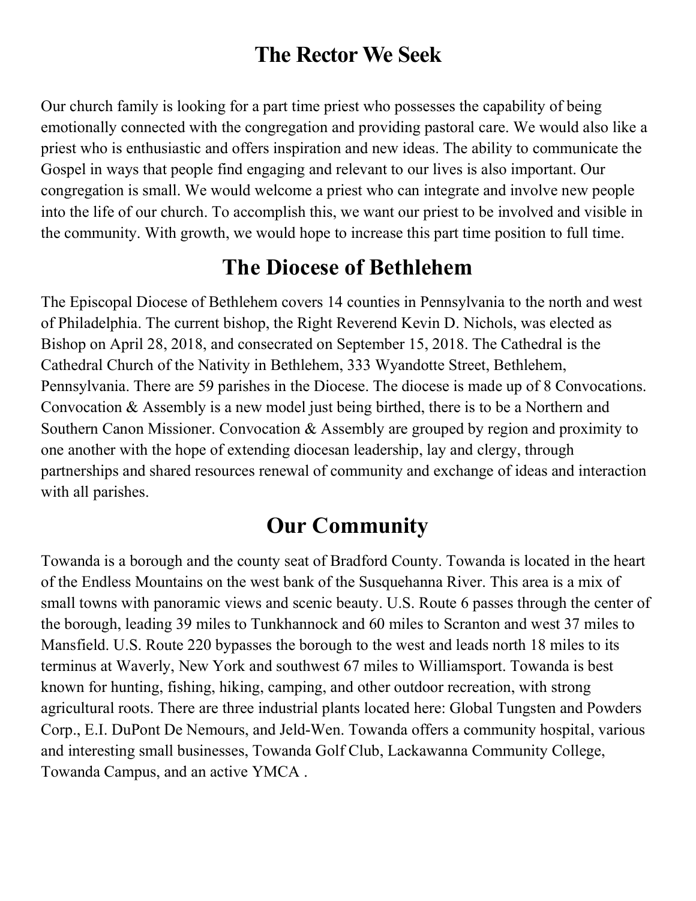## The Rector We Seek

Our church family is looking for a part time priest who possesses the capability of being emotionally connected with the congregation and providing pastoral care. We would also like a priest who is enthusiastic and offers inspiration and new ideas. The ability to communicate the Gospel in ways that people find engaging and relevant to our lives is also important. Our congregation is small. We would welcome a priest who can integrate and involve new people into the life of our church. To accomplish this, we want our priest to be involved and visible in the community. With growth, we would hope to increase this part time position to full time.

## The Diocese of Bethlehem

The Episcopal Diocese of Bethlehem covers 14 counties in Pennsylvania to the north and west of Philadelphia. The current bishop, the Right Reverend Kevin D. Nichols, was elected as Bishop on April 28, 2018, and consecrated on September 15, 2018. The Cathedral is the Cathedral Church of the Nativity in Bethlehem, 333 Wyandotte Street, Bethlehem, Pennsylvania. There are 59 parishes in the Diocese. The diocese is made up of 8 Convocations. Convocation & Assembly is a new model just being birthed, there is to be a Northern and Southern Canon Missioner. Convocation & Assembly are grouped by region and proximity to one another with the hope of extending diocesan leadership, lay and clergy, through partnerships and shared resources renewal of community and exchange of ideas and interaction with all parishes.

## Our Community

Towanda is a borough and the county seat of Bradford County. Towanda is located in the heart of the Endless Mountains on the west bank of the Susquehanna River. This area is a mix of small towns with panoramic views and scenic beauty. U.S. Route 6 passes through the center of the borough, leading 39 miles to Tunkhannock and 60 miles to Scranton and west 37 miles to Mansfield. U.S. Route 220 bypasses the borough to the west and leads north 18 miles to its terminus at Waverly, New York and southwest 67 miles to Williamsport. Towanda is best known for hunting, fishing, hiking, camping, and other outdoor recreation, with strong agricultural roots. There are three industrial plants located here: Global Tungsten and Powders Corp., E.I. DuPont De Nemours, and Jeld-Wen. Towanda offers a community hospital, various and interesting small businesses, Towanda Golf Club, Lackawanna Community College, Towanda Campus, and an active YMCA .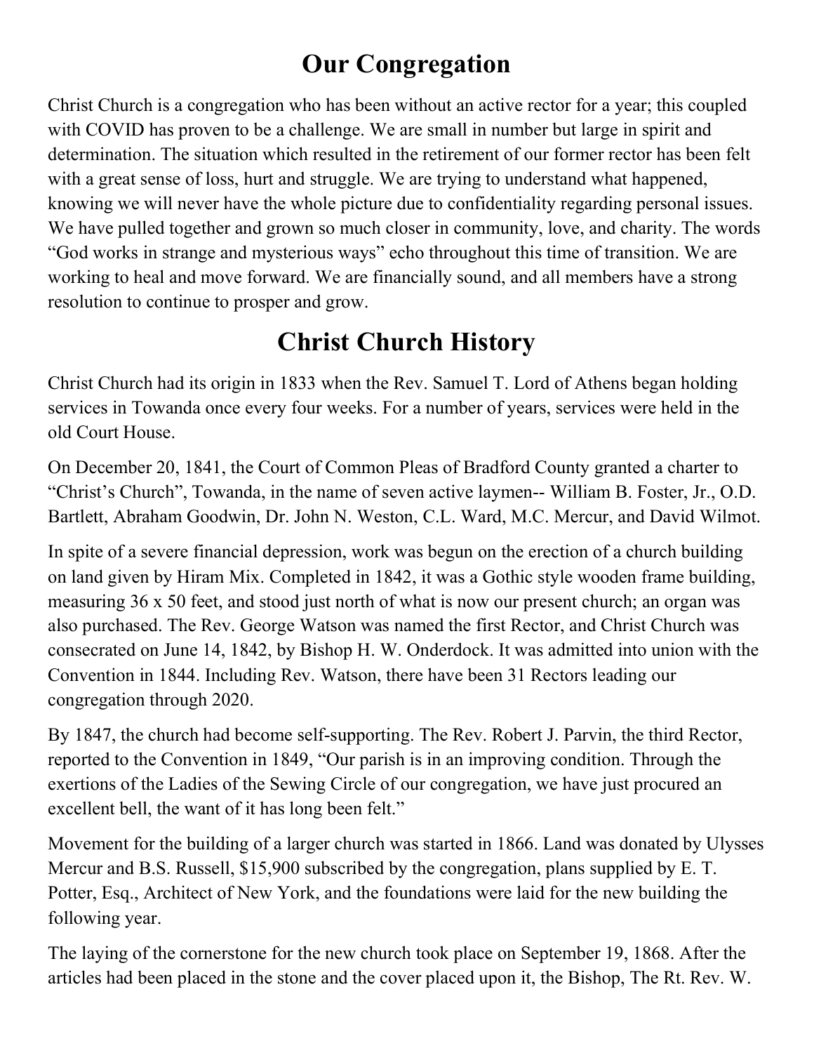# Our Congregation

Christ Church is a congregation who has been without an active rector for a year; this coupled with COVID has proven to be a challenge. We are small in number but large in spirit and determination. The situation which resulted in the retirement of our former rector has been felt with a great sense of loss, hurt and struggle. We are trying to understand what happened, knowing we will never have the whole picture due to confidentiality regarding personal issues. We have pulled together and grown so much closer in community, love, and charity. The words "God works in strange and mysterious ways" echo throughout this time of transition. We are working to heal and move forward. We are financially sound, and all members have a strong resolution to continue to prosper and grow.

# Christ Church History

Christ Church had its origin in 1833 when the Rev. Samuel T. Lord of Athens began holding services in Towanda once every four weeks. For a number of years, services were held in the old Court House.

On December 20, 1841, the Court of Common Pleas of Bradford County granted a charter to "Christ's Church", Towanda, in the name of seven active laymen-- William B. Foster, Jr., O.D. Bartlett, Abraham Goodwin, Dr. John N. Weston, C.L. Ward, M.C. Mercur, and David Wilmot.

In spite of a severe financial depression, work was begun on the erection of a church building on land given by Hiram Mix. Completed in 1842, it was a Gothic style wooden frame building, measuring 36 x 50 feet, and stood just north of what is now our present church; an organ was also purchased. The Rev. George Watson was named the first Rector, and Christ Church was consecrated on June 14, 1842, by Bishop H. W. Onderdock. It was admitted into union with the Convention in 1844. Including Rev. Watson, there have been 31 Rectors leading our congregation through 2020.

By 1847, the church had become self-supporting. The Rev. Robert J. Parvin, the third Rector, reported to the Convention in 1849, "Our parish is in an improving condition. Through the exertions of the Ladies of the Sewing Circle of our congregation, we have just procured an excellent bell, the want of it has long been felt."

Movement for the building of a larger church was started in 1866. Land was donated by Ulysses Mercur and B.S. Russell, $15,900 subscribed by the congregation, plans supplied by E. T. Potter, Esq., Architect of New York, and the foundations were laid for the new building the following year.

The laying of the cornerstone for the new church took place on September 19, 1868. After the articles had been placed in the stone and the cover placed upon it, the Bishop, The Rt. Rev. W.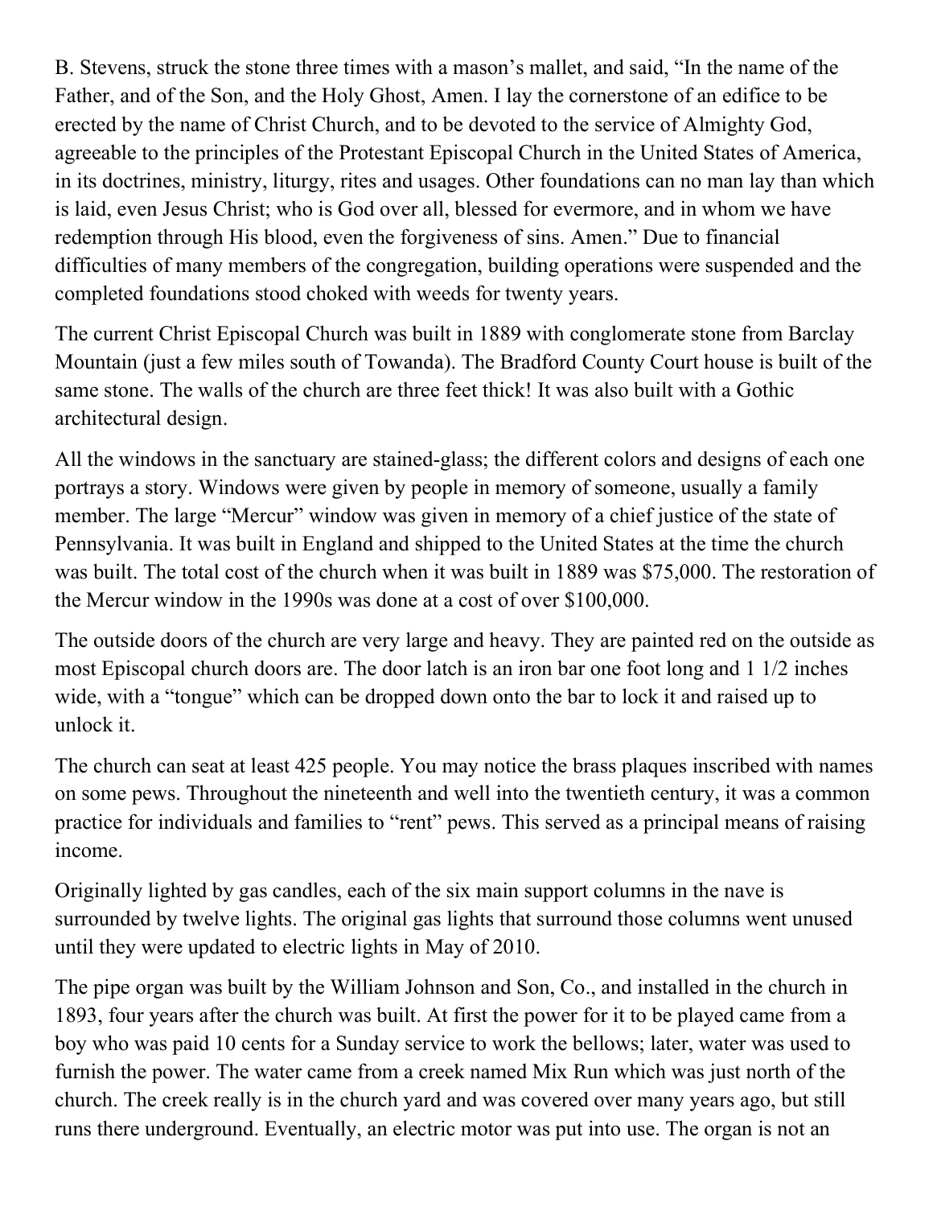B. Stevens, struck the stone three times with a mason's mallet, and said, "In the name of the Father, and of the Son, and the Holy Ghost, Amen. I lay the cornerstone of an edifice to be erected by the name of Christ Church, and to be devoted to the service of Almighty God, agreeable to the principles of the Protestant Episcopal Church in the United States of America, in its doctrines, ministry, liturgy, rites and usages. Other foundations can no man lay than which is laid, even Jesus Christ; who is God over all, blessed for evermore, and in whom we have redemption through His blood, even the forgiveness of sins. Amen." Due to financial difficulties of many members of the congregation, building operations were suspended and the completed foundations stood choked with weeds for twenty years.

The current Christ Episcopal Church was built in 1889 with conglomerate stone from Barclay Mountain (just a few miles south of Towanda). The Bradford County Court house is built of the same stone. The walls of the church are three feet thick! It was also built with a Gothic architectural design.

All the windows in the sanctuary are stained-glass; the different colors and designs of each one portrays a story. Windows were given by people in memory of someone, usually a family member. The large "Mercur" window was given in memory of a chief justice of the state of Pennsylvania. It was built in England and shipped to the United States at the time the church was built. The total cost of the church when it was built in 1889 was $75,000. The restoration of the Mercur window in the 1990s was done at a cost of over $100,000.

The outside doors of the church are very large and heavy. They are painted red on the outside as most Episcopal church doors are. The door latch is an iron bar one foot long and 1 1/2 inches wide, with a "tongue" which can be dropped down onto the bar to lock it and raised up to unlock it.

The church can seat at least 425 people. You may notice the brass plaques inscribed with names on some pews. Throughout the nineteenth and well into the twentieth century, it was a common practice for individuals and families to "rent" pews. This served as a principal means of raising income.

Originally lighted by gas candles, each of the six main support columns in the nave is surrounded by twelve lights. The original gas lights that surround those columns went unused until they were updated to electric lights in May of 2010.

The pipe organ was built by the William Johnson and Son, Co., and installed in the church in 1893, four years after the church was built. At first the power for it to be played came from a boy who was paid 10 cents for a Sunday service to work the bellows; later, water was used to furnish the power. The water came from a creek named Mix Run which was just north of the church. The creek really is in the church yard and was covered over many years ago, but still runs there underground. Eventually, an electric motor was put into use. The organ is not an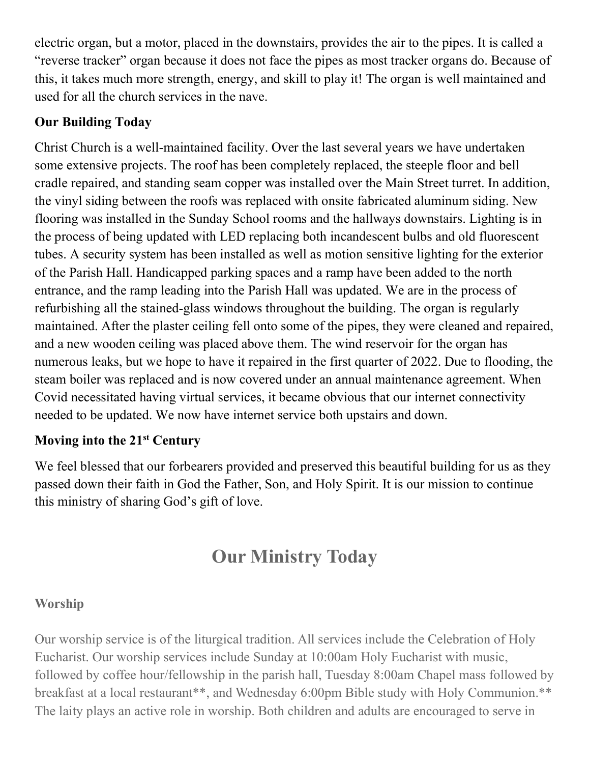electric organ, but a motor, placed in the downstairs, provides the air to the pipes. It is called a "reverse tracker" organ because it does not face the pipes as most tracker organs do. Because of this, it takes much more strength, energy, and skill to play it! The organ is well maintained and used for all the church services in the nave.

### Our Building Today

Christ Church is a well-maintained facility. Over the last several years we have undertaken some extensive projects. The roof has been completely replaced, the steeple floor and bell cradle repaired, and standing seam copper was installed over the Main Street turret. In addition, the vinyl siding between the roofs was replaced with onsite fabricated aluminum siding. New flooring was installed in the Sunday School rooms and the hallways downstairs. Lighting is in the process of being updated with LED replacing both incandescent bulbs and old fluorescent tubes. A security system has been installed as well as motion sensitive lighting for the exterior of the Parish Hall. Handicapped parking spaces and a ramp have been added to the north entrance, and the ramp leading into the Parish Hall was updated. We are in the process of refurbishing all the stained-glass windows throughout the building. The organ is regularly maintained. After the plaster ceiling fell onto some of the pipes, they were cleaned and repaired, and a new wooden ceiling was placed above them. The wind reservoir for the organ has numerous leaks, but we hope to have it repaired in the first quarter of 2022. Due to flooding, the steam boiler was replaced and is now covered under an annual maintenance agreement. When Covid necessitated having virtual services, it became obvious that our internet connectivity needed to be updated. We now have internet service both upstairs and down.

### Moving into the 21st Century

We feel blessed that our forbearers provided and preserved this beautiful building for us as they passed down their faith in God the Father, Son, and Holy Spirit. It is our mission to continue this ministry of sharing God's gift of love.

## Our Ministry Today

### Worship

Our worship service is of the liturgical tradition. All services include the Celebration of Holy Eucharist. Our worship services include Sunday at 10:00am Holy Eucharist with music, followed by coffee hour/fellowship in the parish hall, Tuesday 8:00am Chapel mass followed by breakfast at a local restaurant**, and Wednesday 6:00pm Bible study with Holy Communion.** The laity plays an active role in worship. Both children and adults are encouraged to serve in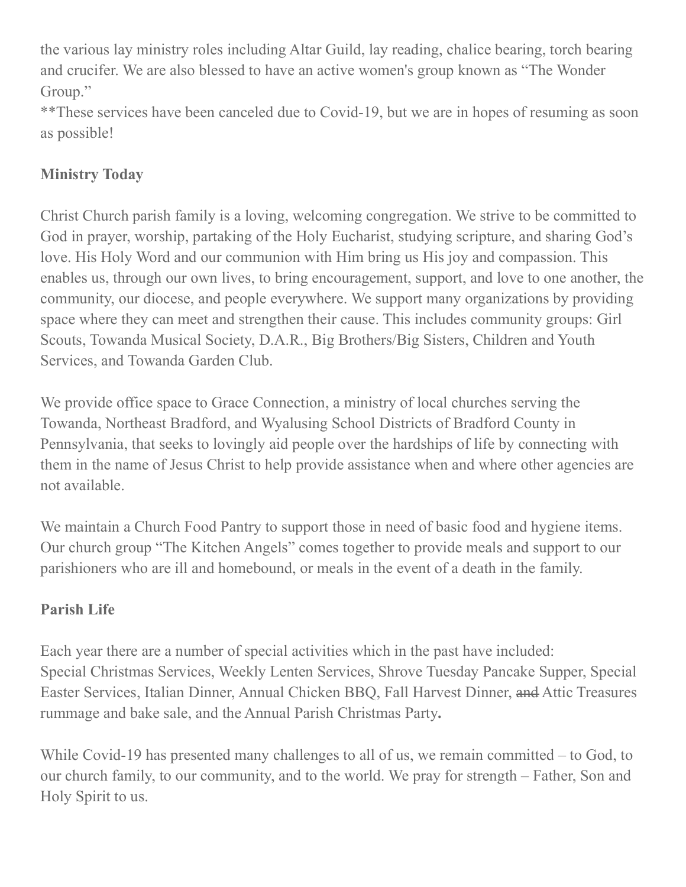the various lay ministry roles including Altar Guild, lay reading, chalice bearing, torch bearing and crucifer. We are also blessed to have an active women's group known as "The Wonder Group."
**These services have been canceled due to Covid-19, but we are in hopes of resuming as soon as possible!

**Ministry Today**

Christ Church parish family is a loving, welcoming congregation. We strive to be committed to God in prayer, worship, partaking of the Holy Eucharist, studying scripture, and sharing God's love. His Holy Word and our communion with Him bring us His joy and compassion. This enables us, through our own lives, to bring encouragement, support, and love to one another, the community, our diocese, and people everywhere. We support many organizations by providing space where they can meet and strengthen their cause. This includes community groups: Girl Scouts, Towanda Musical Society, D.A.R., Big Brothers/Big Sisters, Children and Youth Services, and Towanda Garden Club.

We provide office space to Grace Connection, a ministry of local churches serving the Towanda, Northeast Bradford, and Wyalusing School Districts of Bradford County in Pennsylvania, that seeks to lovingly aid people over the hardships of life by connecting with them in the name of Jesus Christ to help provide assistance when and where other agencies are not available.

We maintain a Church Food Pantry to support those in need of basic food and hygiene items. Our church group "The Kitchen Angels" comes together to provide meals and support to our parishioners who are ill and homebound, or meals in the event of a death in the family.

**Parish Life**

Each year there are a number of special activities which in the past have included:
Special Christmas Services, Weekly Lenten Services, Shrove Tuesday Pancake Supper, Special Easter Services, Italian Dinner, Annual Chicken BBQ, Fall Harvest Dinner, ~~and~~ Attic Treasures rummage and bake sale, and the Annual Parish Christmas Party**.**

While Covid-19 has presented many challenges to all of us, we remain committed – to God, to our church family, to our community, and to the world. We pray for strength – Father, Son and Holy Spirit to us.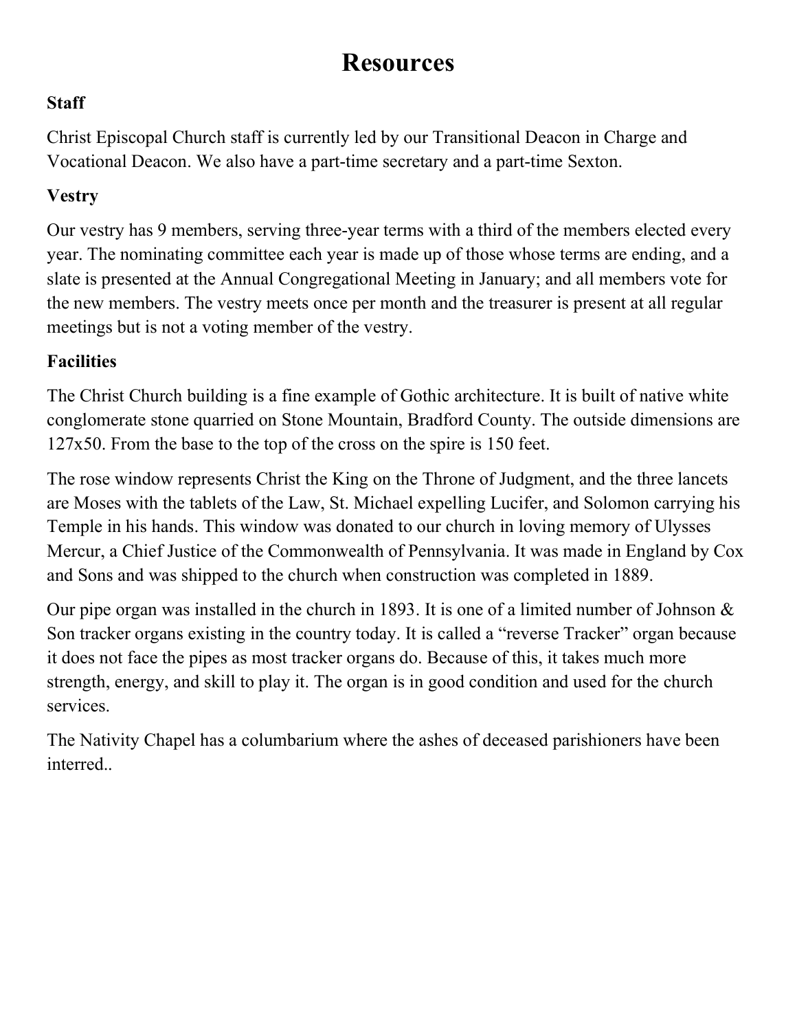# Resources

### Staff

Christ Episcopal Church staff is currently led by our Transitional Deacon in Charge and Vocational Deacon. We also have a part-time secretary and a part-time Sexton.

### Vestry

Our vestry has 9 members, serving three-year terms with a third of the members elected every year. The nominating committee each year is made up of those whose terms are ending, and a slate is presented at the Annual Congregational Meeting in January; and all members vote for the new members. The vestry meets once per month and the treasurer is present at all regular meetings but is not a voting member of the vestry.

### Facilities

The Christ Church building is a fine example of Gothic architecture. It is built of native white conglomerate stone quarried on Stone Mountain, Bradford County. The outside dimensions are 127x50. From the base to the top of the cross on the spire is 150 feet.

The rose window represents Christ the King on the Throne of Judgment, and the three lancets are Moses with the tablets of the Law, St. Michael expelling Lucifer, and Solomon carrying his Temple in his hands. This window was donated to our church in loving memory of Ulysses Mercur, a Chief Justice of the Commonwealth of Pennsylvania. It was made in England by Cox and Sons and was shipped to the church when construction was completed in 1889.

Our pipe organ was installed in the church in 1893. It is one of a limited number of Johnson & Son tracker organs existing in the country today. It is called a "reverse Tracker" organ because it does not face the pipes as most tracker organs do. Because of this, it takes much more strength, energy, and skill to play it. The organ is in good condition and used for the church services.

The Nativity Chapel has a columbarium where the ashes of deceased parishioners have been interred..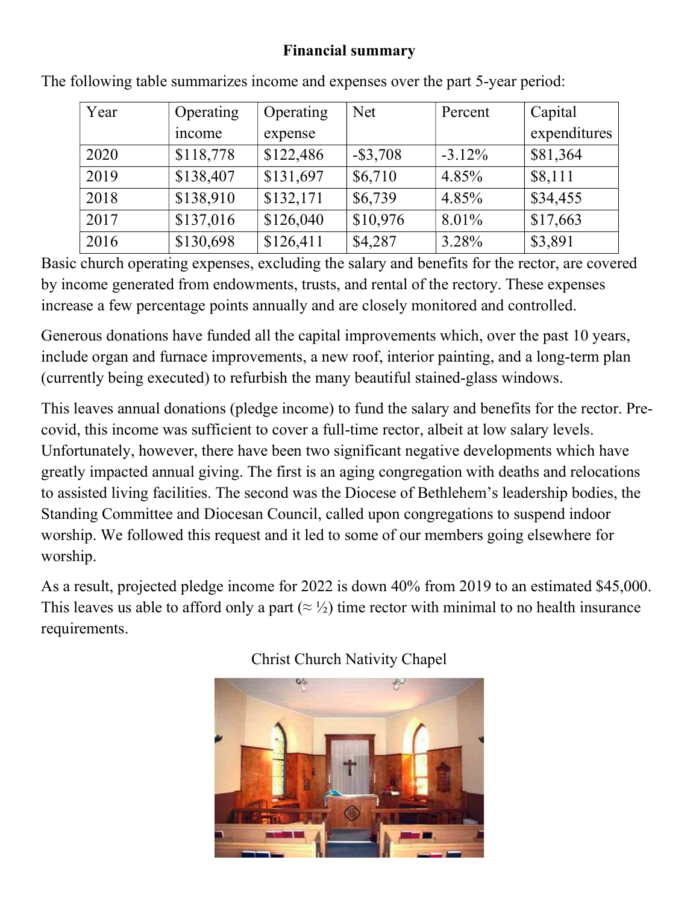**Financial summary**

The following table summarizes income and expenses over the part 5-year period:

| Year | Operating income | Operating expense | Net | Percent | Capital expenditures |
|---|---|---|---|---|---|
| 2020 | $118,778 | $122,486 | -$3,708 | -3.12% | $81,364 |
| 2019 | $138,407 | $131,697 | $6,710 | 4.85% | $8,111 |
| 2018 | $138,910 | $132,171 | $6,739 | 4.85% | $34,455 |
| 2017 | $137,016 | $126,040 | $10,976 | 8.01% | $17,663 |
| 2016 | $130,698 | $126,411 | $4,287 | 3.28% | $3,891 |

Basic church operating expenses, excluding the salary and benefits for the rector, are covered by income generated from endowments, trusts, and rental of the rectory. These expenses increase a few percentage points annually and are closely monitored and controlled.

Generous donations have funded all the capital improvements which, over the past 10 years, include organ and furnace improvements, a new roof, interior painting, and a long-term plan (currently being executed) to refurbish the many beautiful stained-glass windows.

This leaves annual donations (pledge income) to fund the salary and benefits for the rector. Pre-covid, this income was sufficient to cover a full-time rector, albeit at low salary levels. Unfortunately, however, there have been two significant negative developments which have greatly impacted annual giving. The first is an aging congregation with deaths and relocations to assisted living facilities. The second was the Diocese of Bethlehem's leadership bodies, the Standing Committee and Diocesan Council, called upon congregations to suspend indoor worship. We followed this request and it led to some of our members going elsewhere for worship.

As a result, projected pledge income for 2022 is down 40% from 2019 to an estimated $45,000. This leaves us able to afford only a part (≈ ½) time rector with minimal to no health insurance requirements.

Christ Church Nativity Chapel